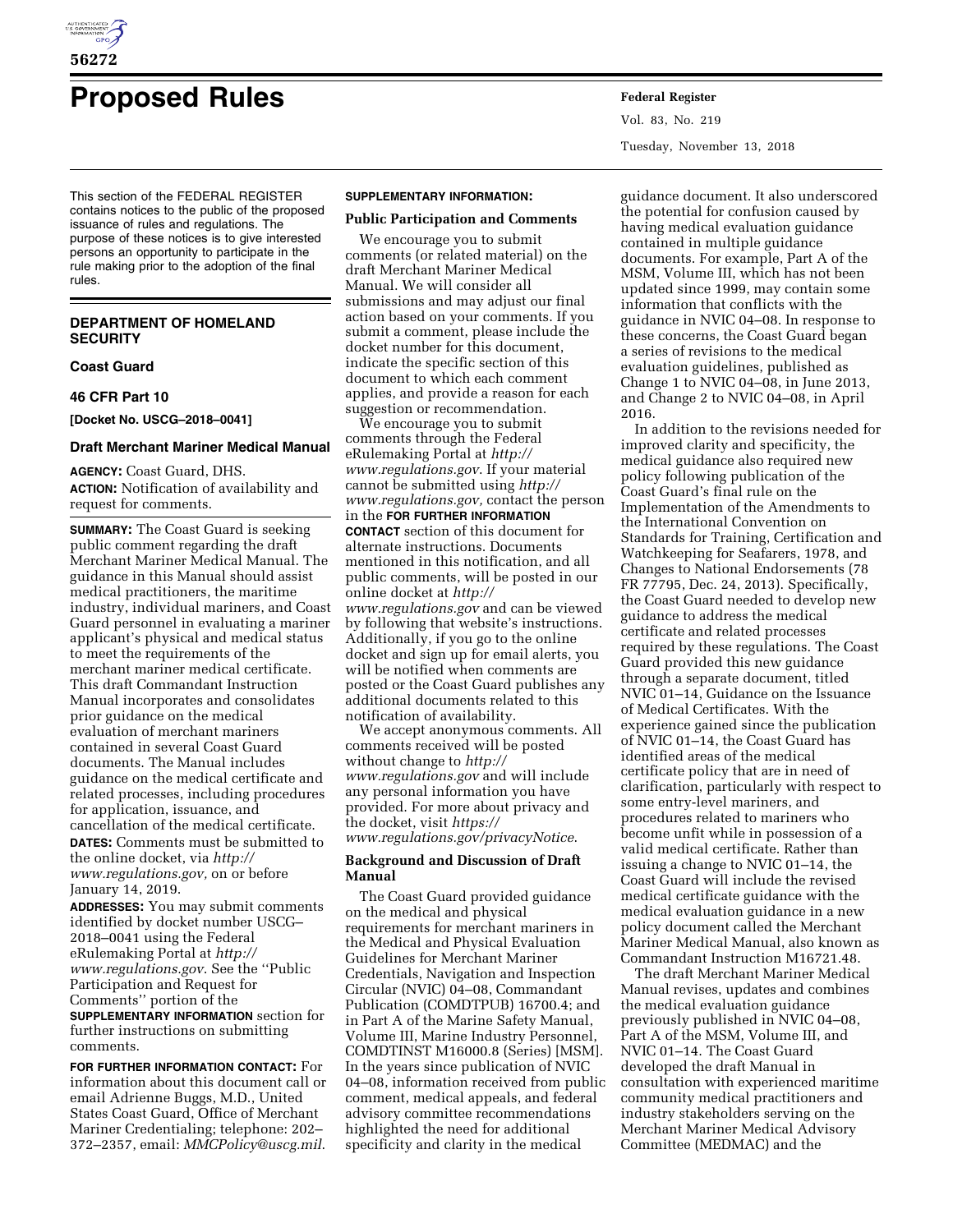# Proposed Rules

This section of the FEDERAL REGISTER contains notices to the public of the proposed issuance of rules and regulations. The purpose of these notices is to give interested persons an opportunity to participate in the rule making prior to the adoption of the final rules.

## DEPARTMENT OF HOMELAND SECURITY

### Coast Guard

### 46 CFR Part 10

**[Docket No. USCG–2018–0041]**

### Draft Merchant Mariner Medical Manual

**AGENCY:** Coast Guard, DHS.

**ACTION:** Notification of availability and request for comments.

**SUMMARY:** The Coast Guard is seeking public comment regarding the draft Merchant Mariner Medical Manual. The guidance in this Manual should assist medical practitioners, the maritime industry, individual mariners, and Coast Guard personnel in evaluating a mariner applicant's physical and medical status to meet the requirements of the merchant mariner medical certificate. This draft Commandant Instruction Manual incorporates and consolidates prior guidance on the medical evaluation of merchant mariners contained in several Coast Guard documents. The Manual includes guidance on the medical certificate and related processes, including procedures for application, issuance, and cancellation of the medical certificate.

**DATES:** Comments must be submitted to the online docket, via *http://www.regulations.gov,* on or before January 14, 2019.

**ADDRESSES:** You may submit comments identified by docket number USCG–2018–0041 using the Federal eRulemaking Portal at *http://www.regulations.gov*. See the "Public Participation and Request for Comments" portion of the **SUPPLEMENTARY INFORMATION** section for further instructions on submitting comments.

**FOR FURTHER INFORMATION CONTACT:** For information about this document call or email Adrienne Buggs, M.D., United States Coast Guard, Office of Merchant Mariner Credentialing; telephone: 202–372–2357, email: *MMCPolicy@uscg.mil*.

**SUPPLEMENTARY INFORMATION:**

#### Public Participation and Comments

We encourage you to submit comments (or related material) on the draft Merchant Mariner Medical Manual. We will consider all submissions and may adjust our final action based on your comments. If you submit a comment, please include the docket number for this document, indicate the specific section of this document to which each comment applies, and provide a reason for each suggestion or recommendation.

We encourage you to submit comments through the Federal eRulemaking Portal at *http://www.regulations.gov*. If your material cannot be submitted using *http://www.regulations.gov,* contact the person in the **FOR FURTHER INFORMATION CONTACT** section of this document for alternate instructions. Documents mentioned in this notification, and all public comments, will be posted in our online docket at *http://www.regulations.gov* and can be viewed by following that website's instructions. Additionally, if you go to the online docket and sign up for email alerts, you will be notified when comments are posted or the Coast Guard publishes any additional documents related to this notification of availability.

We accept anonymous comments. All comments received will be posted without change to *http://www.regulations.gov* and will include any personal information you have provided. For more about privacy and the docket, visit *https://www.regulations.gov/privacyNotice*.

#### Background and Discussion of Draft Manual

The Coast Guard provided guidance on the medical and physical requirements for merchant mariners in the Medical and Physical Evaluation Guidelines for Merchant Mariner Credentials, Navigation and Inspection Circular (NVIC) 04–08, Commandant Publication (COMDTPUB) 16700.4; and in Part A of the Marine Safety Manual, Volume III, Marine Industry Personnel, COMDTINST M16000.8 (Series) [MSM]. In the years since publication of NVIC 04–08, information received from public comment, medical appeals, and federal advisory committee recommendations highlighted the need for additional specificity and clarity in the medical guidance document. It also underscored the potential for confusion caused by having medical evaluation guidance contained in multiple guidance documents. For example, Part A of the MSM, Volume III, which has not been updated since 1999, may contain some information that conflicts with the guidance in NVIC 04–08. In response to these concerns, the Coast Guard began a series of revisions to the medical evaluation guidelines, published as Change 1 to NVIC 04–08, in June 2013, and Change 2 to NVIC 04–08, in April 2016.

In addition to the revisions needed for improved clarity and specificity, the medical guidance also required new policy following publication of the Coast Guard's final rule on the Implementation of the Amendments to the International Convention on Standards for Training, Certification and Watchkeeping for Seafarers, 1978, and Changes to National Endorsements (78 FR 77795, Dec. 24, 2013). Specifically, the Coast Guard needed to develop new guidance to address the medical certificate and related processes required by these regulations. The Coast Guard provided this new guidance through a separate document, titled NVIC 01–14, Guidance on the Issuance of Medical Certificates. With the experience gained since the publication of NVIC 01–14, the Coast Guard has identified areas of the medical certificate policy that are in need of clarification, particularly with respect to some entry-level mariners, and procedures related to mariners who become unfit while in possession of a valid medical certificate. Rather than issuing a change to NVIC 01–14, the Coast Guard will include the revised medical certificate guidance with the medical evaluation guidance in a new policy document called the Merchant Mariner Medical Manual, also known as Commandant Instruction M16721.48.

The draft Merchant Mariner Medical Manual revises, updates and combines the medical evaluation guidance previously published in NVIC 04–08, Part A of the MSM, Volume III, and NVIC 01–14. The Coast Guard developed the draft Manual in consultation with experienced maritime community medical practitioners and industry stakeholders serving on the Merchant Mariner Medical Advisory Committee (MEDMAC) and the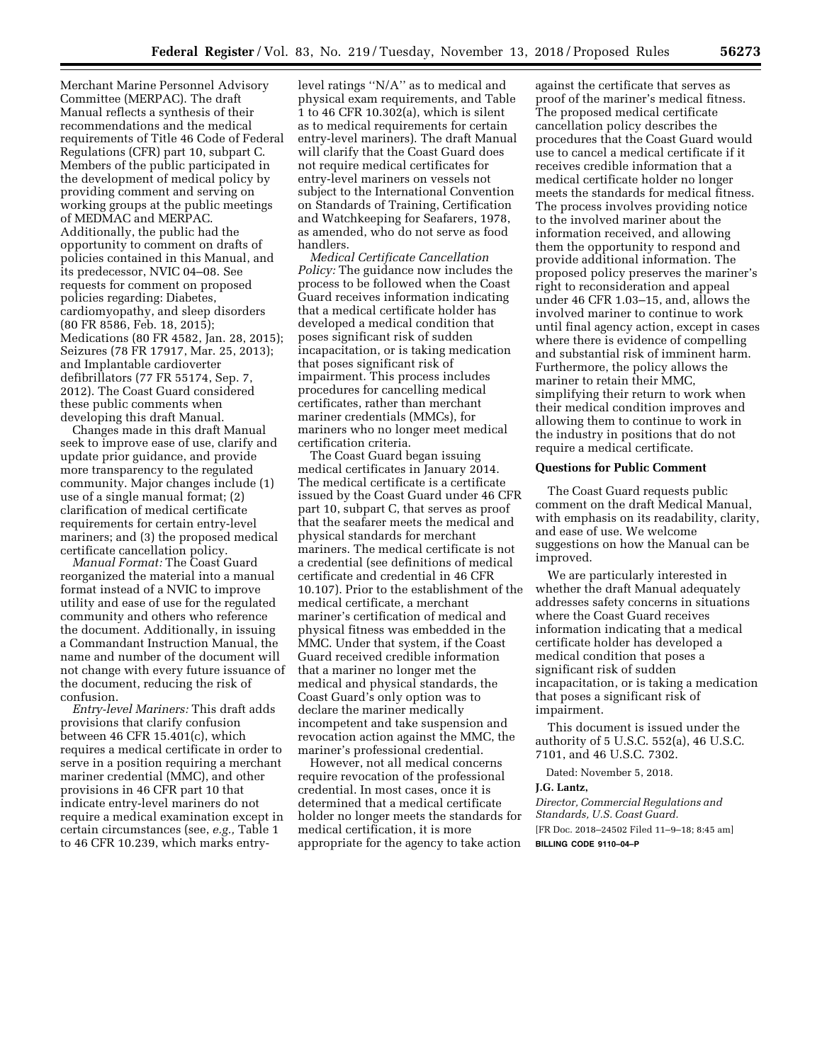Merchant Marine Personnel Advisory Committee (MERPAC). The draft Manual reflects a synthesis of their recommendations and the medical requirements of Title 46 Code of Federal Regulations (CFR) part 10, subpart C. Members of the public participated in the development of medical policy by providing comment and serving on working groups at the public meetings of MEDMAC and MERPAC. Additionally, the public had the opportunity to comment on drafts of policies contained in this Manual, and its predecessor, NVIC 04–08. See requests for comment on proposed policies regarding: Diabetes, cardiomyopathy, and sleep disorders (80 FR 8586, Feb. 18, 2015); Medications (80 FR 4582, Jan. 28, 2015); Seizures (78 FR 17917, Mar. 25, 2013); and Implantable cardioverter defibrillators (77 FR 55174, Sep. 7, 2012). The Coast Guard considered these public comments when developing this draft Manual.

Changes made in this draft Manual seek to improve ease of use, clarify and update prior guidance, and provide more transparency to the regulated community. Major changes include (1) use of a single manual format; (2) clarification of medical certificate requirements for certain entry-level mariners; and (3) the proposed medical certificate cancellation policy.

*Manual Format:* The Coast Guard reorganized the material into a manual format instead of a NVIC to improve utility and ease of use for the regulated community and others who reference the document. Additionally, in issuing a Commandant Instruction Manual, the name and number of the document will not change with every future issuance of the document, reducing the risk of confusion.

*Entry-level Mariners:* This draft adds provisions that clarify confusion between 46 CFR 15.401(c), which requires a medical certificate in order to serve in a position requiring a merchant mariner credential (MMC), and other provisions in 46 CFR part 10 that indicate entry-level mariners do not require a medical examination except in certain circumstances (see, *e.g.,* Table 1 to 46 CFR 10.239, which marks entry-level ratings ''N/A'' as to medical and physical exam requirements, and Table 1 to 46 CFR 10.302(a), which is silent as to medical requirements for certain entry-level mariners). The draft Manual will clarify that the Coast Guard does not require medical certificates for entry-level mariners on vessels not subject to the International Convention on Standards of Training, Certification and Watchkeeping for Seafarers, 1978, as amended, who do not serve as food handlers.

*Medical Certificate Cancellation Policy:* The guidance now includes the process to be followed when the Coast Guard receives information indicating that a medical certificate holder has developed a medical condition that poses significant risk of sudden incapacitation, or is taking medication that poses significant risk of impairment. This process includes procedures for cancelling medical certificates, rather than merchant mariner credentials (MMCs), for mariners who no longer meet medical certification criteria.

The Coast Guard began issuing medical certificates in January 2014. The medical certificate is a certificate issued by the Coast Guard under 46 CFR part 10, subpart C, that serves as proof that the seafarer meets the medical and physical standards for merchant mariners. The medical certificate is not a credential (see definitions of medical certificate and credential in 46 CFR 10.107). Prior to the establishment of the medical certificate, a merchant mariner's certification of medical and physical fitness was embedded in the MMC. Under that system, if the Coast Guard received credible information that a mariner no longer met the medical and physical standards, the Coast Guard's only option was to declare the mariner medically incompetent and take suspension and revocation action against the MMC, the mariner's professional credential.

However, not all medical concerns require revocation of the professional credential. In most cases, once it is determined that a medical certificate holder no longer meets the standards for medical certification, it is more appropriate for the agency to take action against the certificate that serves as proof of the mariner's medical fitness. The proposed medical certificate cancellation policy describes the procedures that the Coast Guard would use to cancel a medical certificate if it receives credible information that a medical certificate holder no longer meets the standards for medical fitness. The process involves providing notice to the involved mariner about the information received, and allowing them the opportunity to respond and provide additional information. The proposed policy preserves the mariner's right to reconsideration and appeal under 46 CFR 1.03–15, and, allows the involved mariner to continue to work until final agency action, except in cases where there is evidence of compelling and substantial risk of imminent harm. Furthermore, the policy allows the mariner to retain their MMC, simplifying their return to work when their medical condition improves and allowing them to continue to work in the industry in positions that do not require a medical certificate.

## Questions for Public Comment

The Coast Guard requests public comment on the draft Medical Manual, with emphasis on its readability, clarity, and ease of use. We welcome suggestions on how the Manual can be improved.

We are particularly interested in whether the draft Manual adequately addresses safety concerns in situations where the Coast Guard receives information indicating that a medical certificate holder has developed a medical condition that poses a significant risk of sudden incapacitation, or is taking a medication that poses a significant risk of impairment.

This document is issued under the authority of 5 U.S.C. 552(a), 46 U.S.C. 7101, and 46 U.S.C. 7302.

Dated: November 5, 2018.

**J.G. Lantz,**

*Director, Commercial Regulations and Standards, U.S. Coast Guard.*

[FR Doc. 2018–24502 Filed 11–9–18; 8:45 am]

**BILLING CODE 9110–04–P**